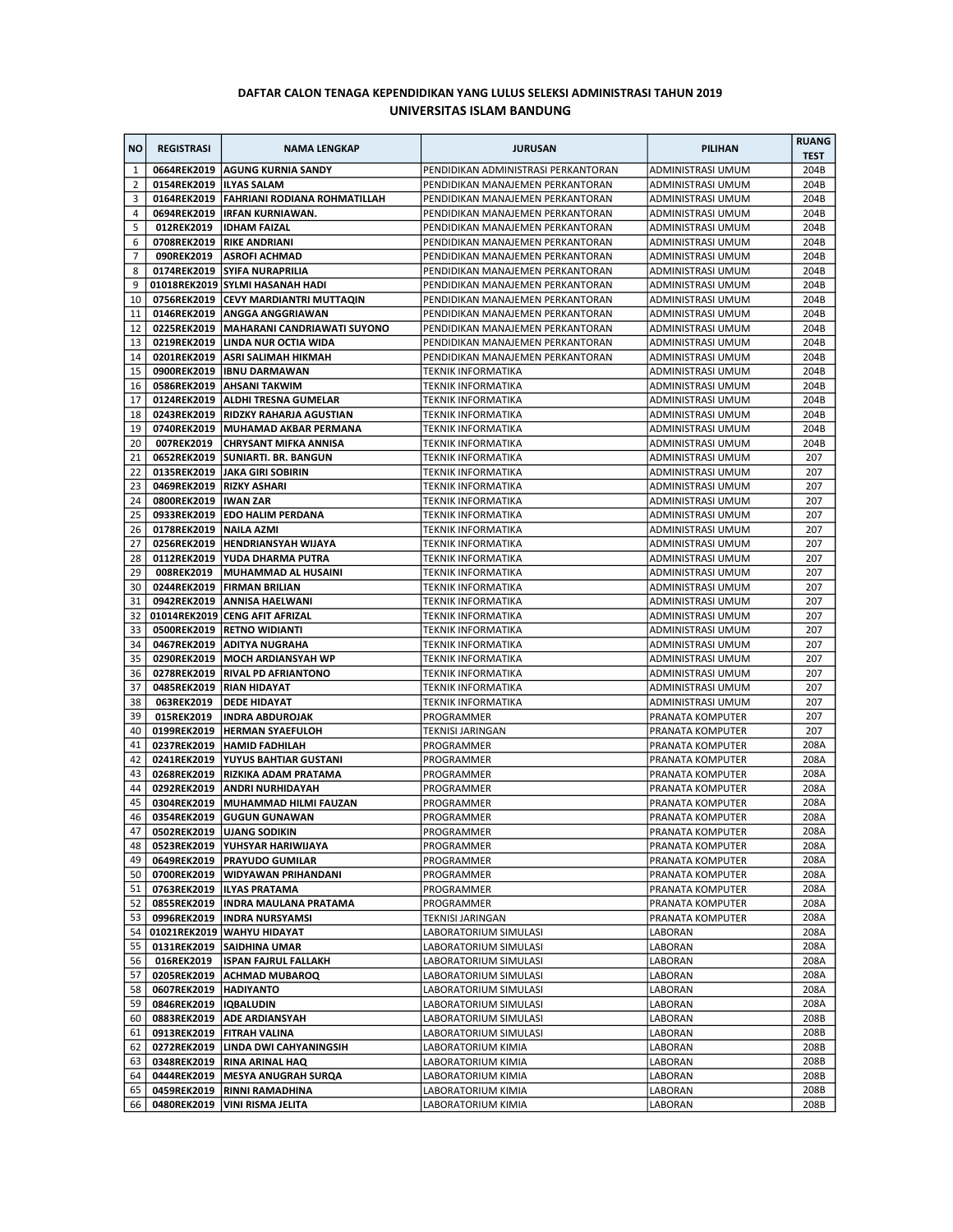## DAFTAR CALON TENAGA KEPENDIDIKAN YANG LULUS SELEKSI ADMINISTRASI TAHUN 2019
## UNIVERSITAS ISLAM BANDUNG

| NO | REGISTRASI | NAMA LENGKAP | JURUSAN | PILIHAN | RUANG TEST |
|---|---|---|---|---|---|
| 1 | 0664REK2019 | AGUNG KURNIA SANDY | PENDIDIKAN ADMINISTRASI PERKANTORAN | ADMINISTRASI UMUM | 204B |
| 2 | 0154REK2019 | ILYAS SALAM | PENDIDIKAN MANAJEMEN PERKANTORAN | ADMINISTRASI UMUM | 204B |
| 3 | 0164REK2019 | FAHRIANI RODIANA ROHMATILLAH | PENDIDIKAN MANAJEMEN PERKANTORAN | ADMINISTRASI UMUM | 204B |
| 4 | 0694REK2019 | IRFAN KURNIAWAN. | PENDIDIKAN MANAJEMEN PERKANTORAN | ADMINISTRASI UMUM | 204B |
| 5 | 012REK2019 | IDHAM FAIZAL | PENDIDIKAN MANAJEMEN PERKANTORAN | ADMINISTRASI UMUM | 204B |
| 6 | 0708REK2019 | RIKE ANDRIANI | PENDIDIKAN MANAJEMEN PERKANTORAN | ADMINISTRASI UMUM | 204B |
| 7 | 090REK2019 | ASROFI ACHMAD | PENDIDIKAN MANAJEMEN PERKANTORAN | ADMINISTRASI UMUM | 204B |
| 8 | 0174REK2019 | SYIFA NURAPRILIA | PENDIDIKAN MANAJEMEN PERKANTORAN | ADMINISTRASI UMUM | 204B |
| 9 | 01018REK2019 | SYLMI HASANAH HADI | PENDIDIKAN MANAJEMEN PERKANTORAN | ADMINISTRASI UMUM | 204B |
| 10 | 0756REK2019 | CEVY MARDIANTRI MUTTAQIN | PENDIDIKAN MANAJEMEN PERKANTORAN | ADMINISTRASI UMUM | 204B |
| 11 | 0146REK2019 | ANGGA ANGGRIAWAN | PENDIDIKAN MANAJEMEN PERKANTORAN | ADMINISTRASI UMUM | 204B |
| 12 | 0225REK2019 | MAHARANI CANDRIAWATI SUYONO | PENDIDIKAN MANAJEMEN PERKANTORAN | ADMINISTRASI UMUM | 204B |
| 13 | 0219REK2019 | LINDA NUR OCTIA WIDA | PENDIDIKAN MANAJEMEN PERKANTORAN | ADMINISTRASI UMUM | 204B |
| 14 | 0201REK2019 | ASRI SALIMAH HIKMAH | PENDIDIKAN MANAJEMEN PERKANTORAN | ADMINISTRASI UMUM | 204B |
| 15 | 0900REK2019 | IBNU DARMAWAN | TEKNIK INFORMATIKA | ADMINISTRASI UMUM | 204B |
| 16 | 0586REK2019 | AHSANI TAKWIM | TEKNIK INFORMATIKA | ADMINISTRASI UMUM | 204B |
| 17 | 0124REK2019 | ALDHI TRESNA GUMELAR | TEKNIK INFORMATIKA | ADMINISTRASI UMUM | 204B |
| 18 | 0243REK2019 | RIDZKY RAHARJA AGUSTIAN | TEKNIK INFORMATIKA | ADMINISTRASI UMUM | 204B |
| 19 | 0740REK2019 | MUHAMAD AKBAR PERMANA | TEKNIK INFORMATIKA | ADMINISTRASI UMUM | 204B |
| 20 | 007REK2019 | CHRYSANT MIFKA ANNISA | TEKNIK INFORMATIKA | ADMINISTRASI UMUM | 204B |
| 21 | 0652REK2019 | SUNIARTI. BR. BANGUN | TEKNIK INFORMATIKA | ADMINISTRASI UMUM | 207 |
| 22 | 0135REK2019 | JAKA GIRI SOBIRIN | TEKNIK INFORMATIKA | ADMINISTRASI UMUM | 207 |
| 23 | 0469REK2019 | RIZKY ASHARI | TEKNIK INFORMATIKA | ADMINISTRASI UMUM | 207 |
| 24 | 0800REK2019 | IWAN ZAR | TEKNIK INFORMATIKA | ADMINISTRASI UMUM | 207 |
| 25 | 0933REK2019 | EDO HALIM PERDANA | TEKNIK INFORMATIKA | ADMINISTRASI UMUM | 207 |
| 26 | 0178REK2019 | NAILA AZMI | TEKNIK INFORMATIKA | ADMINISTRASI UMUM | 207 |
| 27 | 0256REK2019 | HENDRIANSYAH WIJAYA | TEKNIK INFORMATIKA | ADMINISTRASI UMUM | 207 |
| 28 | 0112REK2019 | YUDA DHARMA PUTRA | TEKNIK INFORMATIKA | ADMINISTRASI UMUM | 207 |
| 29 | 008REK2019 | MUHAMMAD AL HUSAINI | TEKNIK INFORMATIKA | ADMINISTRASI UMUM | 207 |
| 30 | 0244REK2019 | FIRMAN BRILIAN | TEKNIK INFORMATIKA | ADMINISTRASI UMUM | 207 |
| 31 | 0942REK2019 | ANNISA HAELWANI | TEKNIK INFORMATIKA | ADMINISTRASI UMUM | 207 |
| 32 | 01014REK2019 | CENG AFIT AFRIZAL | TEKNIK INFORMATIKA | ADMINISTRASI UMUM | 207 |
| 33 | 0500REK2019 | RETNO WIDIANTI | TEKNIK INFORMATIKA | ADMINISTRASI UMUM | 207 |
| 34 | 0467REK2019 | ADITYA NUGRAHA | TEKNIK INFORMATIKA | ADMINISTRASI UMUM | 207 |
| 35 | 0290REK2019 | MOCH ARDIANSYAH WP | TEKNIK INFORMATIKA | ADMINISTRASI UMUM | 207 |
| 36 | 0278REK2019 | RIVAL PD AFRIANTONO | TEKNIK INFORMATIKA | ADMINISTRASI UMUM | 207 |
| 37 | 0485REK2019 | RIAN HIDAYAT | TEKNIK INFORMATIKA | ADMINISTRASI UMUM | 207 |
| 38 | 063REK2019 | DEDE HIDAYAT | TEKNIK INFORMATIKA | ADMINISTRASI UMUM | 207 |
| 39 | 015REK2019 | INDRA ABDUROJAK | PROGRAMMER | PRANATA KOMPUTER | 207 |
| 40 | 0199REK2019 | HERMAN SYAEFULOH | TEKNISI JARINGAN | PRANATA KOMPUTER | 207 |
| 41 | 0237REK2019 | HAMID FADHILAH | PROGRAMMER | PRANATA KOMPUTER | 208A |
| 42 | 0241REK2019 | YUYUS BAHTIAR GUSTANI | PROGRAMMER | PRANATA KOMPUTER | 208A |
| 43 | 0268REK2019 | RIZKIKA ADAM PRATAMA | PROGRAMMER | PRANATA KOMPUTER | 208A |
| 44 | 0292REK2019 | ANDRI NURHIDAYAH | PROGRAMMER | PRANATA KOMPUTER | 208A |
| 45 | 0304REK2019 | MUHAMMAD HILMI FAUZAN | PROGRAMMER | PRANATA KOMPUTER | 208A |
| 46 | 0354REK2019 | GUGUN GUNAWAN | PROGRAMMER | PRANATA KOMPUTER | 208A |
| 47 | 0502REK2019 | UJANG SODIKIN | PROGRAMMER | PRANATA KOMPUTER | 208A |
| 48 | 0523REK2019 | YUHSYAR HARIWIJAYA | PROGRAMMER | PRANATA KOMPUTER | 208A |
| 49 | 0649REK2019 | PRAYUDO GUMILAR | PROGRAMMER | PRANATA KOMPUTER | 208A |
| 50 | 0700REK2019 | WIDYAWAN PRIHANDANI | PROGRAMMER | PRANATA KOMPUTER | 208A |
| 51 | 0763REK2019 | ILYAS PRATAMA | PROGRAMMER | PRANATA KOMPUTER | 208A |
| 52 | 0855REK2019 | INDRA MAULANA PRATAMA | PROGRAMMER | PRANATA KOMPUTER | 208A |
| 53 | 0996REK2019 | INDRA NURSYAMSI | TEKNISI JARINGAN | PRANATA KOMPUTER | 208A |
| 54 | 01021REK2019 | WAHYU HIDAYAT | LABORATORIUM SIMULASI | LABORAN | 208A |
| 55 | 0131REK2019 | SAIDHINA UMAR | LABORATORIUM SIMULASI | LABORAN | 208A |
| 56 | 016REK2019 | ISPAN FAJRUL FALLAKH | LABORATORIUM SIMULASI | LABORAN | 208A |
| 57 | 0205REK2019 | ACHMAD MUBAROQ | LABORATORIUM SIMULASI | LABORAN | 208A |
| 58 | 0607REK2019 | HADIYANTO | LABORATORIUM SIMULASI | LABORAN | 208A |
| 59 | 0846REK2019 | IQBALUDIN | LABORATORIUM SIMULASI | LABORAN | 208A |
| 60 | 0883REK2019 | ADE ARDIANSYAH | LABORATORIUM SIMULASI | LABORAN | 208B |
| 61 | 0913REK2019 | FITRAH VALINA | LABORATORIUM SIMULASI | LABORAN | 208B |
| 62 | 0272REK2019 | LINDA DWI CAHYANINGSIH | LABORATORIUM KIMIA | LABORAN | 208B |
| 63 | 0348REK2019 | RINA ARINAL HAQ | LABORATORIUM KIMIA | LABORAN | 208B |
| 64 | 0444REK2019 | MESYA ANUGRAH SURQA | LABORATORIUM KIMIA | LABORAN | 208B |
| 65 | 0459REK2019 | RINNI RAMADHINA | LABORATORIUM KIMIA | LABORAN | 208B |
| 66 | 0480REK2019 | VINI RISMA JELITA | LABORATORIUM KIMIA | LABORAN | 208B |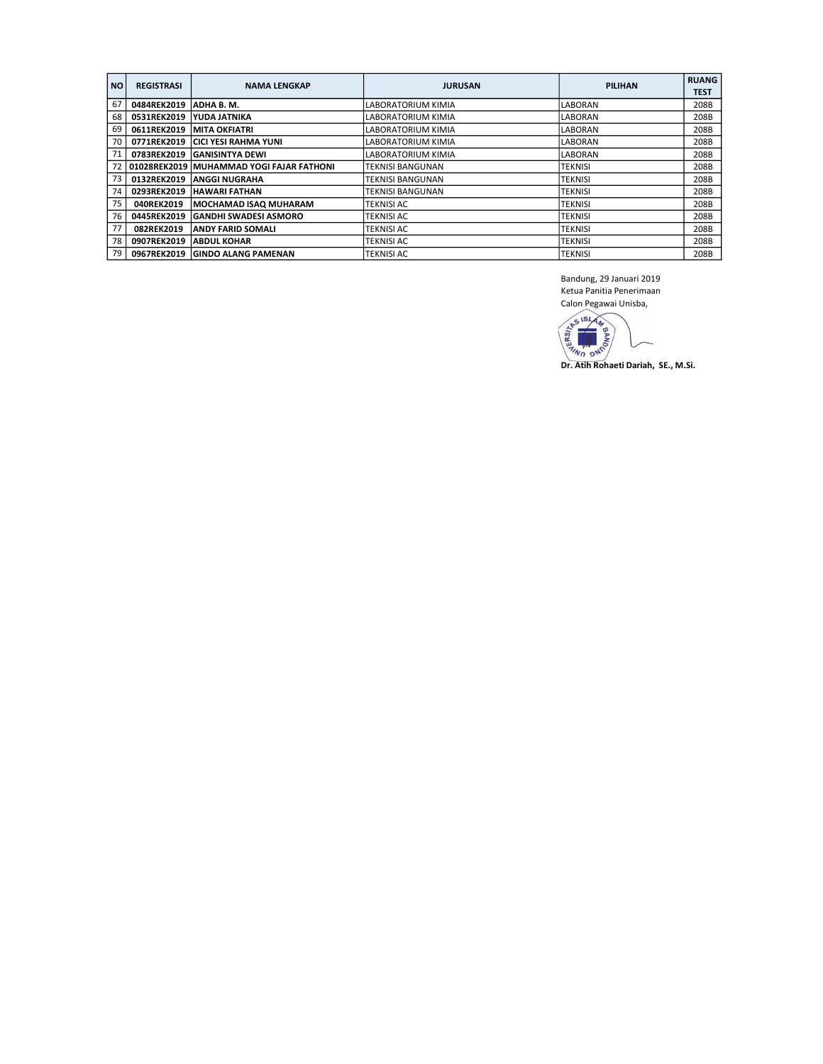| NO | REGISTRASI | NAMA LENGKAP | JURUSAN | PILIHAN | RUANG TEST |
|---|---|---|---|---|---|
| 67 | 0484REK2019 | ADHA B. M. | LABORATORIUM KIMIA | LABORAN | 208B |
| 68 | 0531REK2019 | YUDA JATNIKA | LABORATORIUM KIMIA | LABORAN | 208B |
| 69 | 0611REK2019 | MITA OKFIATRI | LABORATORIUM KIMIA | LABORAN | 208B |
| 70 | 0771REK2019 | CICI YESI RAHMA YUNI | LABORATORIUM KIMIA | LABORAN | 208B |
| 71 | 0783REK2019 | GANISINTYA DEWI | LABORATORIUM KIMIA | LABORAN | 208B |
| 72 | 01028REK2019 | MUHAMMAD YOGI FAJAR FATHONI | TEKNISI BANGUNAN | TEKNISI | 208B |
| 73 | 0132REK2019 | ANGGI NUGRAHA | TEKNISI BANGUNAN | TEKNISI | 208B |
| 74 | 0293REK2019 | HAWARI FATHAN | TEKNISI BANGUNAN | TEKNISI | 208B |
| 75 | 040REK2019 | MOCHAMAD ISAQ MUHARAM | TEKNISI AC | TEKNISI | 208B |
| 76 | 0445REK2019 | GANDHI SWADESI ASMORO | TEKNISI AC | TEKNISI | 208B |
| 77 | 082REK2019 | ANDY FARID SOMALI | TEKNISI AC | TEKNISI | 208B |
| 78 | 0907REK2019 | ABDUL KOHAR | TEKNISI AC | TEKNISI | 208B |
| 79 | 0967REK2019 | GINDO ALANG PAMENAN | TEKNISI AC | TEKNISI | 208B |

Bandung, 29 Januari 2019
Ketua Panitia Penerimaan
Calon Pegawai Unisba,

**Dr. Atih Rohaeti Dariah, SE., M.Si.**